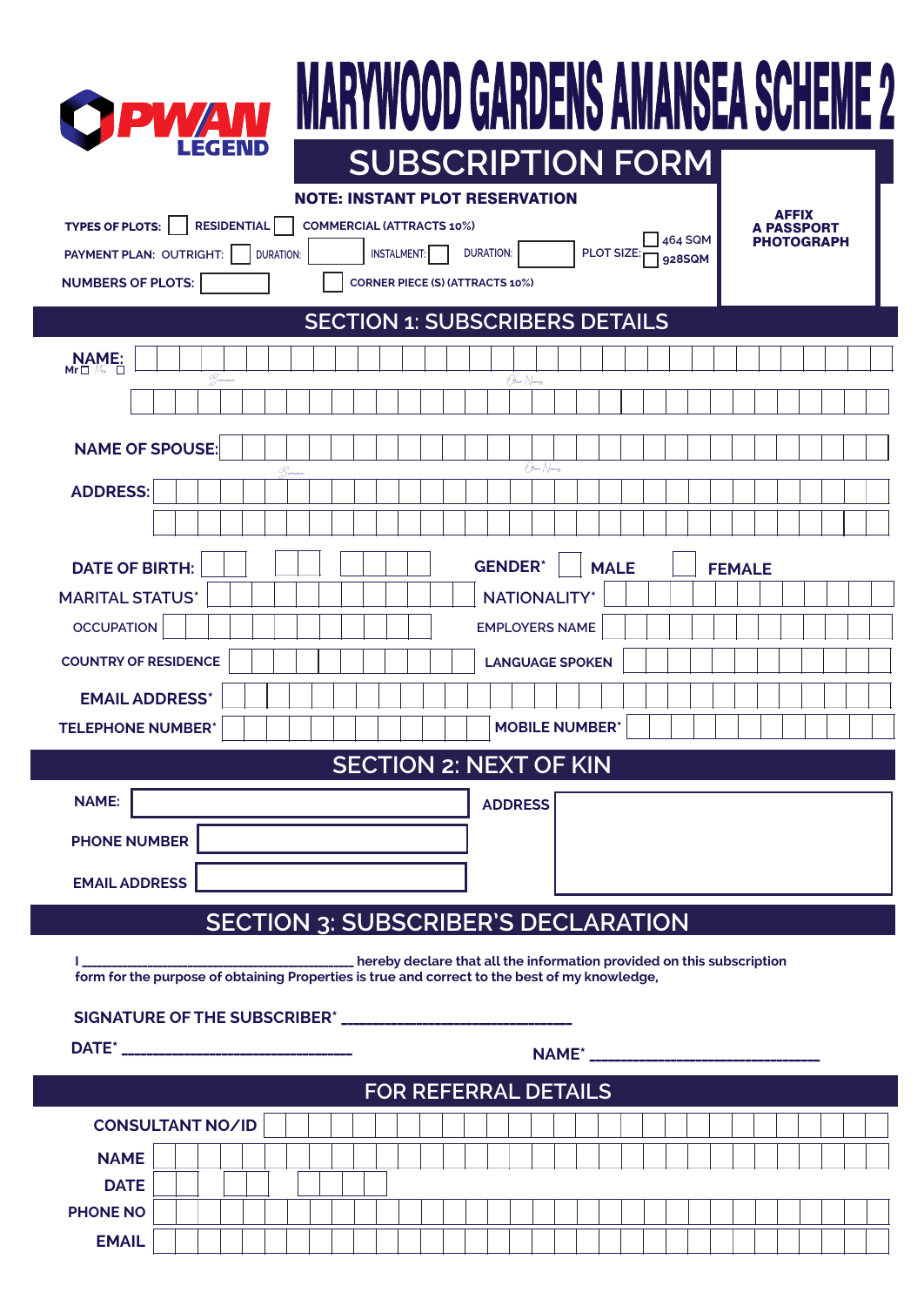PWAN LEGEND

# MARYWOOD GARDENS AMANSEA SCHEME 2

## SUBSCRIPTION FORM

AFFIX A PASSPORT PHOTOGRAPH

**NOTE: INSTANT PLOT RESERVATION**

TYPES OF PLOTS: ☐ RESIDENTIAL ☐ COMMERCIAL (ATTRACTS 10%)

PAYMENT PLAN: OUTRIGHT: ☐ DURATION: ____ INSTALMENT: ☐ DURATION: ____ PLOT SIZE: ☐ 464 SQM ☐ 928SQM

NUMBERS OF PLOTS: ____ ☐ CORNER PIECE (S) (ATTRACTS 10%)

## SECTION 1: SUBSCRIBERS DETAILS

NAME: Mr ☐ Mrs ☐

Surname / Other Names

NAME OF SPOUSE:

Surname / Other Names

ADDRESS:

DATE OF BIRTH: GENDER* ☐ MALE ☐ FEMALE

MARITAL STATUS* NATIONALITY*

OCCUPATION EMPLOYERS NAME

COUNTRY OF RESIDENCE LANGUAGE SPOKEN

EMAIL ADDRESS*

TELEPHONE NUMBER* MOBILE NUMBER*

## SECTION 2: NEXT OF KIN

NAME: ADDRESS

PHONE NUMBER

EMAIL ADDRESS

## SECTION 3: SUBSCRIBER'S DECLARATION

I ______________________________ hereby declare that all the information provided on this subscription form for the purpose of obtaining Properties is true and correct to the best of my knowledge,

SIGNATURE OF THE SUBSCRIBER* ______________________

DATE* ______________________ NAME* ______________________

## FOR REFERRAL DETAILS

CONSULTANT NO/ID

NAME

DATE

PHONE NO

EMAIL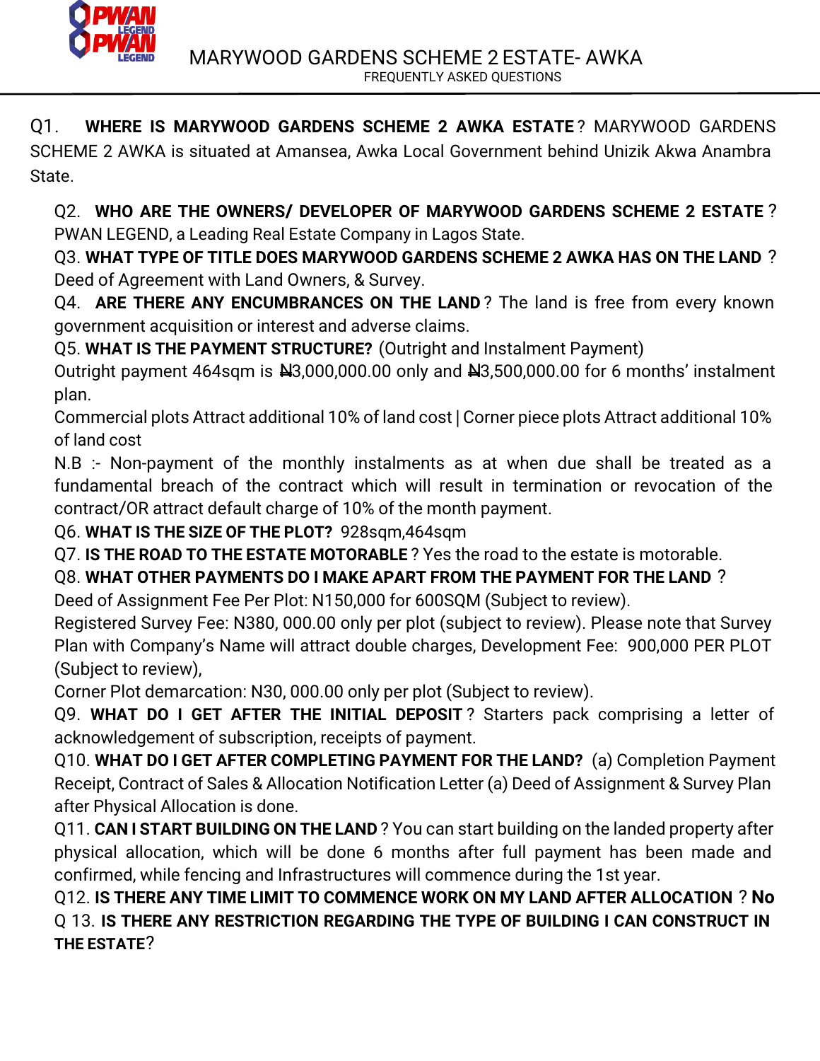# MARYWOOD GARDENS SCHEME 2 ESTATE- AWKA

FREQUENTLY ASKED QUESTIONS

Q1. **WHERE IS MARYWOOD GARDENS SCHEME 2 AWKA ESTATE**? MARYWOOD GARDENS SCHEME 2 AWKA is situated at Amansea, Awka Local Government behind Unizik Akwa Anambra State.

Q2. **WHO ARE THE OWNERS/ DEVELOPER OF MARYWOOD GARDENS SCHEME 2 ESTATE**? PWAN LEGEND, a Leading Real Estate Company in Lagos State.

Q3. **WHAT TYPE OF TITLE DOES MARYWOOD GARDENS SCHEME 2 AWKA HAS ON THE LAND** ? Deed of Agreement with Land Owners, & Survey.

Q4. **ARE THERE ANY ENCUMBRANCES ON THE LAND**? The land is free from every known government acquisition or interest and adverse claims.

Q5. **WHAT IS THE PAYMENT STRUCTURE?** (Outright and Instalment Payment)

Outright payment 464sqm is ₦3,000,000.00 only and ₦3,500,000.00 for 6 months' instalment plan.

Commercial plots Attract additional 10% of land cost | Corner piece plots Attract additional 10% of land cost

N.B :- Non-payment of the monthly instalments as at when due shall be treated as a fundamental breach of the contract which will result in termination or revocation of the contract/OR attract default charge of 10% of the month payment.

Q6. **WHAT IS THE SIZE OF THE PLOT?** 928sqm,464sqm

Q7. **IS THE ROAD TO THE ESTATE MOTORABLE**? Yes the road to the estate is motorable.

Q8. **WHAT OTHER PAYMENTS DO I MAKE APART FROM THE PAYMENT FOR THE LAND** ?

Deed of Assignment Fee Per Plot: N150,000 for 600SQM (Subject to review).

Registered Survey Fee: N380, 000.00 only per plot (subject to review). Please note that Survey Plan with Company's Name will attract double charges, Development Fee: 900,000 PER PLOT (Subject to review),

Corner Plot demarcation: N30, 000.00 only per plot (Subject to review).

Q9. **WHAT DO I GET AFTER THE INITIAL DEPOSIT**? Starters pack comprising a letter of acknowledgement of subscription, receipts of payment.

Q10. **WHAT DO I GET AFTER COMPLETING PAYMENT FOR THE LAND?** (a) Completion Payment Receipt, Contract of Sales & Allocation Notification Letter (a) Deed of Assignment & Survey Plan after Physical Allocation is done.

Q11. **CAN I START BUILDING ON THE LAND**? You can start building on the landed property after physical allocation, which will be done 6 months after full payment has been made and confirmed, while fencing and Infrastructures will commence during the 1st year.

Q12. **IS THERE ANY TIME LIMIT TO COMMENCE WORK ON MY LAND AFTER ALLOCATION** ? **No**

Q 13. **IS THERE ANY RESTRICTION REGARDING THE TYPE OF BUILDING I CAN CONSTRUCT IN THE ESTATE**?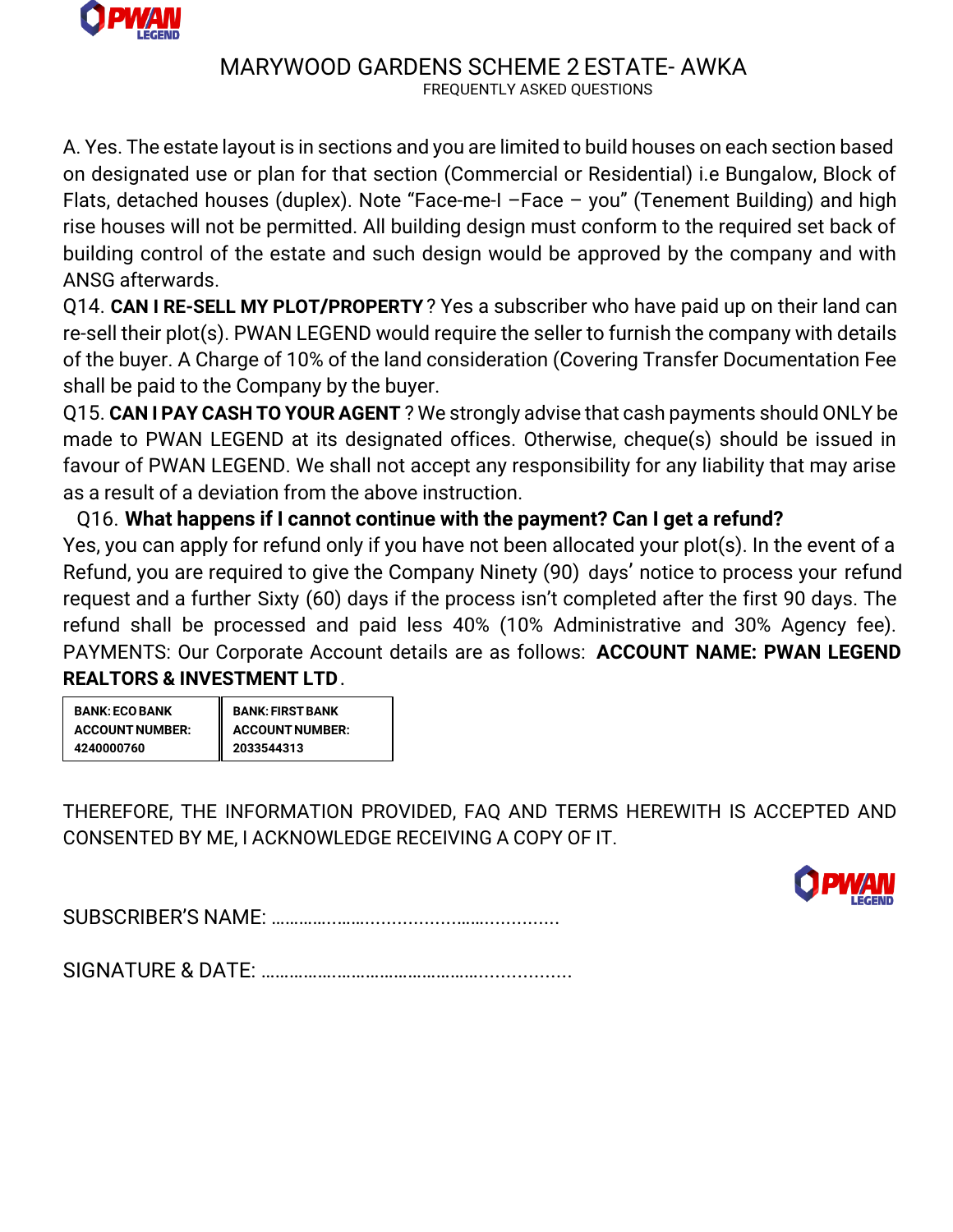MARYWOOD GARDENS SCHEME 2 ESTATE- AWKA

FREQUENTLY ASKED QUESTIONS

A. Yes. The estate layout is in sections and you are limited to build houses on each section based on designated use or plan for that section (Commercial or Residential) i.e Bungalow, Block of Flats, detached houses (duplex). Note "Face-me-I –Face – you" (Tenement Building) and high rise houses will not be permitted. All building design must conform to the required set back of building control of the estate and such design would be approved by the company and with ANSG afterwards.

Q14. **CAN I RE-SELL MY PLOT/PROPERTY** ? Yes a subscriber who have paid up on their land can re-sell their plot(s). PWAN LEGEND would require the seller to furnish the company with details of the buyer. A Charge of 10% of the land consideration (Covering Transfer Documentation Fee shall be paid to the Company by the buyer.

Q15. **CAN I PAY CASH TO YOUR AGENT** ? We strongly advise that cash payments should ONLY be made to PWAN LEGEND at its designated offices. Otherwise, cheque(s) should be issued in favour of PWAN LEGEND. We shall not accept any responsibility for any liability that may arise as a result of a deviation from the above instruction.

Q16. **What happens if I cannot continue with the payment? Can I get a refund?**

Yes, you can apply for refund only if you have not been allocated your plot(s). In the event of a Refund, you are required to give the Company Ninety (90) days' notice to process your refund request and a further Sixty (60) days if the process isn't completed after the first 90 days. The refund shall be processed and paid less 40% (10% Administrative and 30% Agency fee). PAYMENTS: Our Corporate Account details are as follows: **ACCOUNT NAME: PWAN LEGEND REALTORS & INVESTMENT LTD**.

| | |
|---|---|
| **BANK: ECO BANK ACCOUNT NUMBER: 4240000760** | **BANK: FIRST BANK ACCOUNT NUMBER: 2033544313** |

THEREFORE, THE INFORMATION PROVIDED, FAQ AND TERMS HEREWITH IS ACCEPTED AND CONSENTED BY ME, I ACKNOWLEDGE RECEIVING A COPY OF IT.

SUBSCRIBER'S NAME: ……………………………………………

SIGNATURE & DATE: ……………………………………………